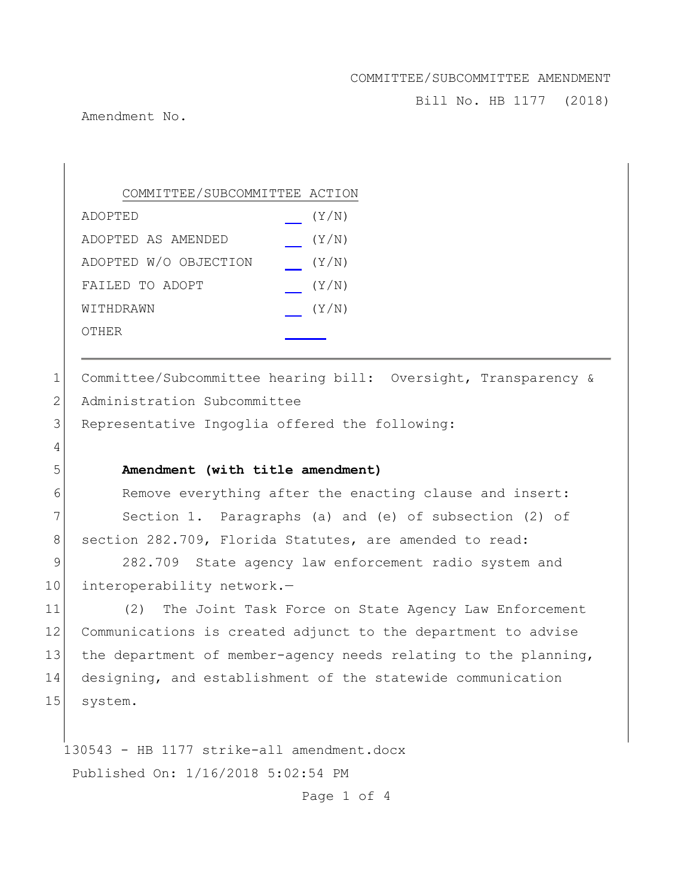COMMITTEE/SUBCOMMITTEE AMENDMENT

Bill No. HB 1177 (2018)

Amendment No.

| COMMITTEE/SUBCOMMITTEE ACTION | |
|---|---|
| ADOPTED | ___ (Y/N) |
| ADOPTED AS AMENDED | ___ (Y/N) |
| ADOPTED W/O OBJECTION | ___ (Y/N) |
| FAILED TO ADOPT | ___ (Y/N) |
| WITHDRAWN | ___ (Y/N) |
| OTHER | ______ |

---

1 Committee/Subcommittee hearing bill: Oversight, Transparency &
2 Administration Subcommittee
3 Representative Ingoglia offered the following:
4
5 **Amendment (with title amendment)**
6 Remove everything after the enacting clause and insert:
7 Section 1. Paragraphs (a) and (e) of subsection (2) of
8 section 282.709, Florida Statutes, are amended to read:
9 282.709 State agency law enforcement radio system and
10 interoperability network.—
11 (2) The Joint Task Force on State Agency Law Enforcement
12 Communications is created adjunct to the department to advise
13 the department of member-agency needs relating to the planning,
14 designing, and establishment of the statewide communication
15 system.

130543 - HB 1177 strike-all amendment.docx

Published On: 1/16/2018 5:02:54 PM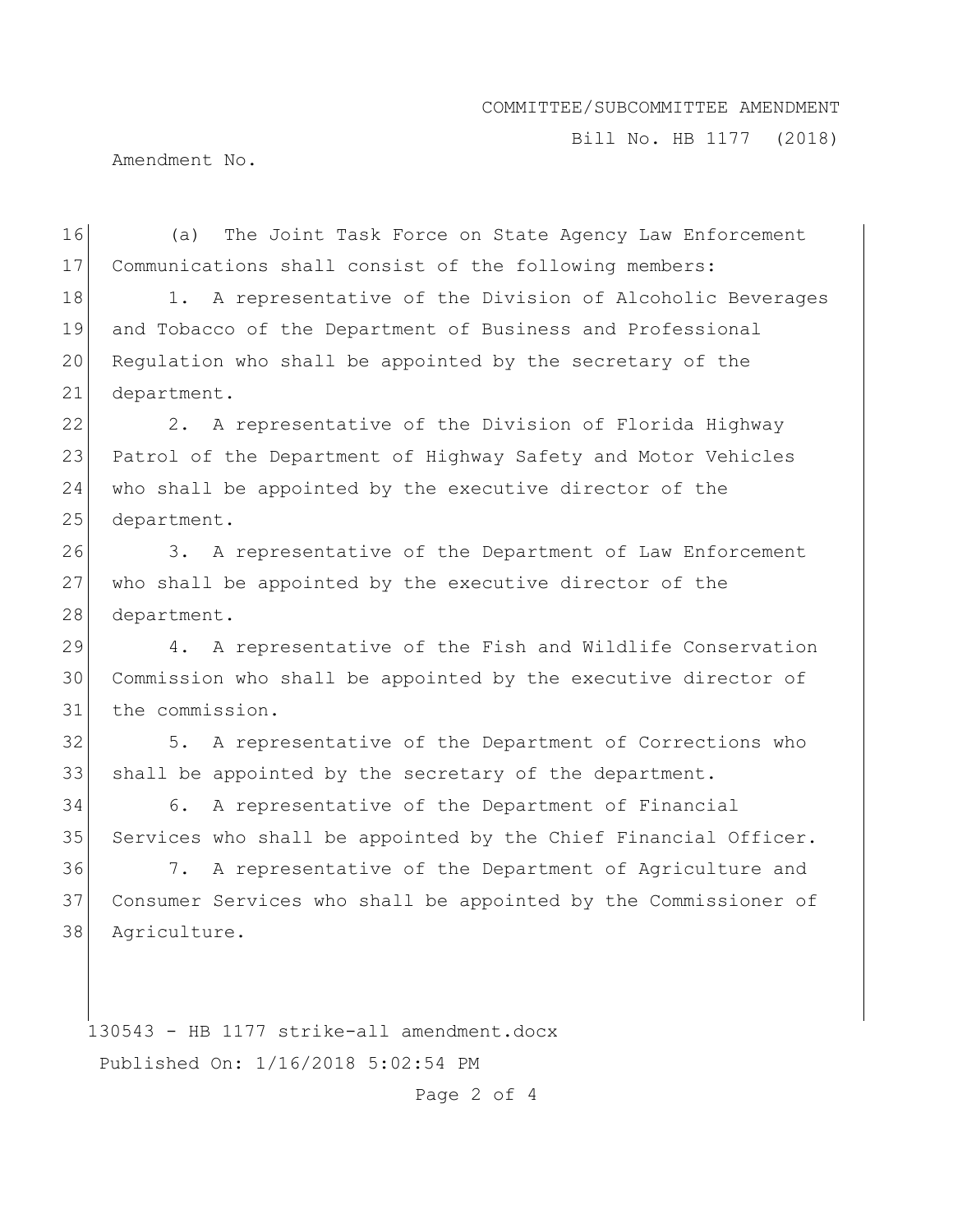(a) The Joint Task Force on State Agency Law Enforcement Communications shall consist of the following members:

1. A representative of the Division of Alcoholic Beverages and Tobacco of the Department of Business and Professional Regulation who shall be appointed by the secretary of the department.

2. A representative of the Division of Florida Highway Patrol of the Department of Highway Safety and Motor Vehicles who shall be appointed by the executive director of the department.

3. A representative of the Department of Law Enforcement who shall be appointed by the executive director of the department.

4. A representative of the Fish and Wildlife Conservation Commission who shall be appointed by the executive director of the commission.

5. A representative of the Department of Corrections who shall be appointed by the secretary of the department.

6. A representative of the Department of Financial Services who shall be appointed by the Chief Financial Officer.

7. A representative of the Department of Agriculture and Consumer Services who shall be appointed by the Commissioner of Agriculture.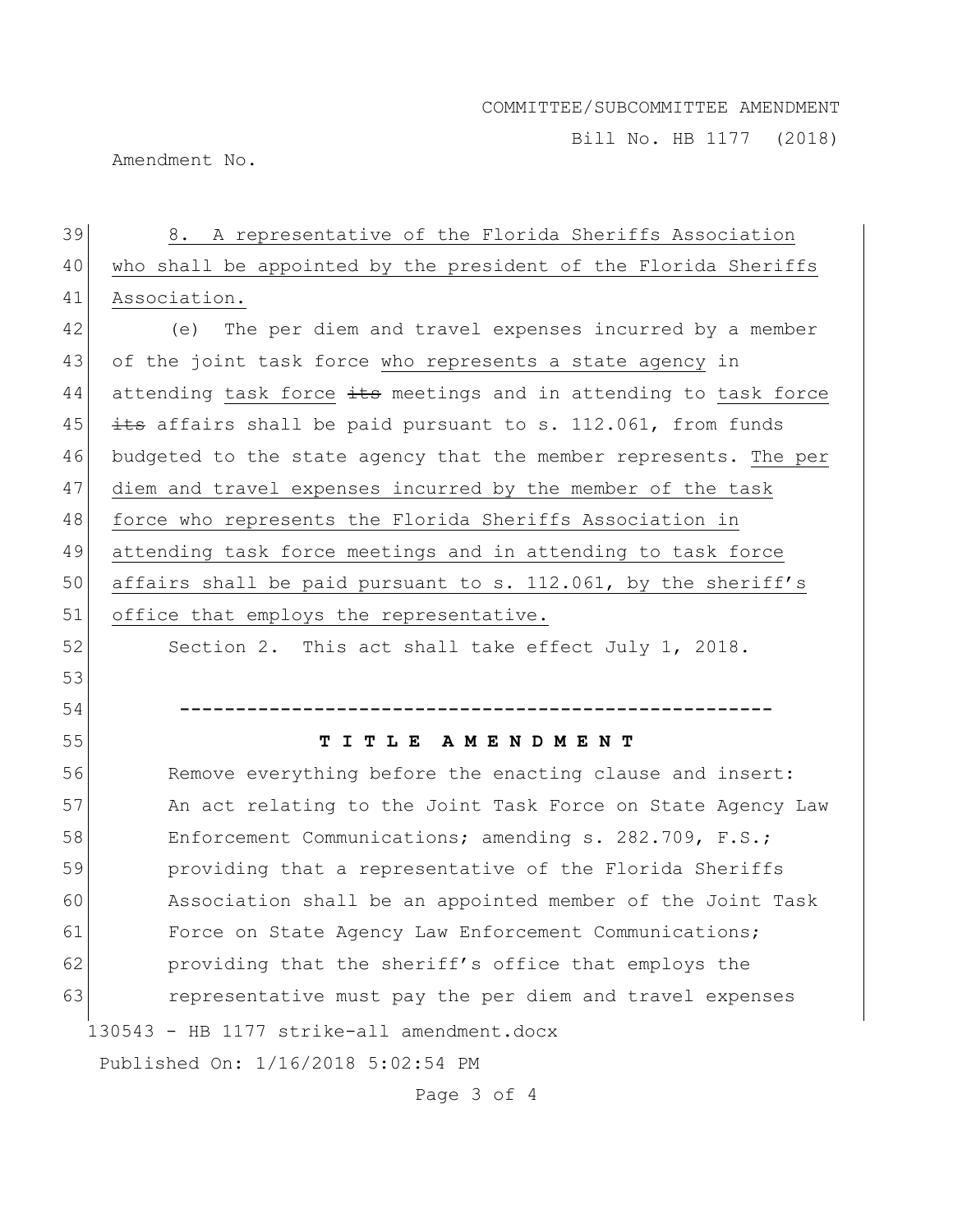8. A representative of the Florida Sheriffs Association who shall be appointed by the president of the Florida Sheriffs Association.

(e) The per diem and travel expenses incurred by a member of the joint task force who represents a state agency in attending task force ~~its~~ meetings and in attending to task force ~~its~~ affairs shall be paid pursuant to s. 112.061, from funds budgeted to the state agency that the member represents. The per diem and travel expenses incurred by the member of the task force who represents the Florida Sheriffs Association in attending task force meetings and in attending to task force affairs shall be paid pursuant to s. 112.061, by the sheriff's office that employs the representative.

Section 2. This act shall take effect July 1, 2018.

-----------------------------------------------------

**T I T L E A M E N D M E N T**

Remove everything before the enacting clause and insert:
An act relating to the Joint Task Force on State Agency Law Enforcement Communications; amending s. 282.709, F.S.; providing that a representative of the Florida Sheriffs Association shall be an appointed member of the Joint Task Force on State Agency Law Enforcement Communications; providing that the sheriff's office that employs the representative must pay the per diem and travel expenses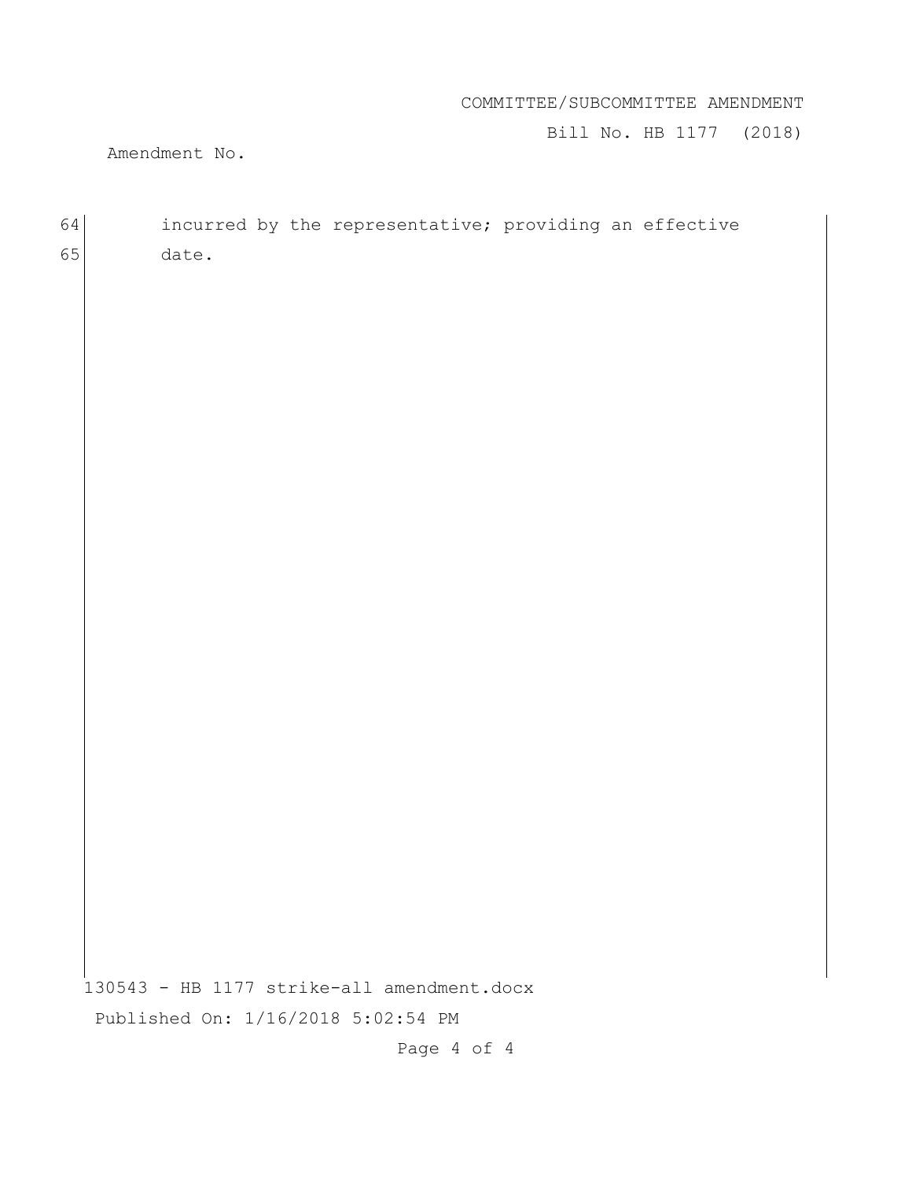64 incurred by the representative; providing an effective
65 date.